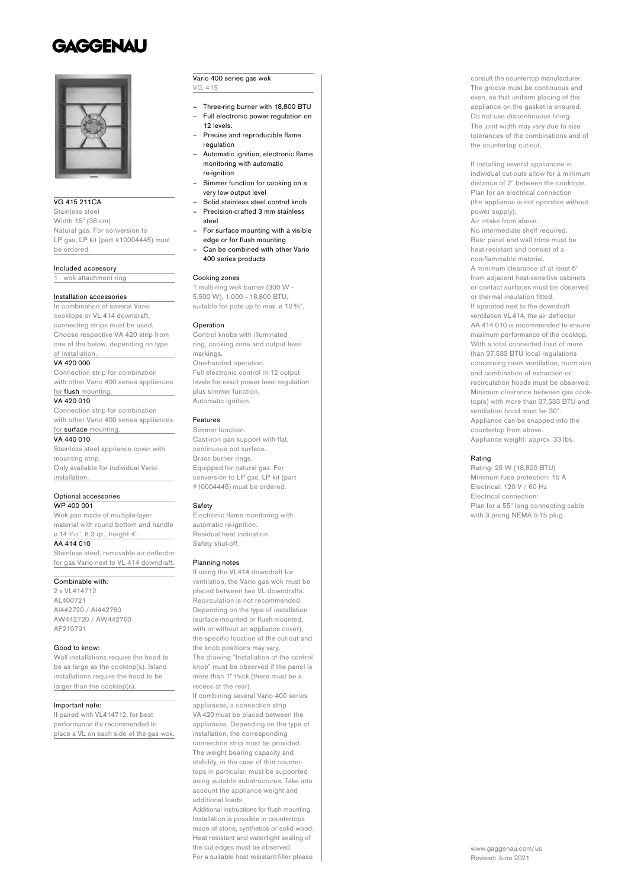# GAGGENAU

## VG 415 211CA

Stainless steel
Width 15" (38 cm)
Natural gas. For conversion to LP gas, LP kit (part #10004445) must be ordered.

### Included accessory

1 wok attachment ring

### Installation accessories

In combination of several Vario cooktops or VL 414 downdraft, connecting strips must be used. Choose respective VA 420 strip from one of the below, depending on type of installation.

**VA 420 000**
Connection strip for combination with other Vario 400 series appliances for **flush** mounting.

**VA 420 010**
Connection strip for combination with other Vario 400 series appliances for **surface** mounting.

**VA 440 010**
Stainless steel appliance cover with mounting strip.
Only available for individual Vario installation.

### Optional accessories

**WP 400 001**
Wok pan made of multiple-layer material with round bottom and handle ø 14 3⁄16", 6.3 qt., height 4".

**AA 414 010**
Stainless steel, removable air deflector for gas Vario next to VL 414 downdraft.

### Combinable with:

2 x VL414712
AL400721
AI442720 / AI442760
AW442720 / AW442760
AF210791

### Good to know:

Wall installations require the hood to be as large as the cooktop(s). Island installations require the hood to be larger than the cooktop(s).

### Important note:

If paired with VL414712, for best performance it's recommended to place a VL on each side of the gas wok.

## Vario 400 series gas wok

VG 415

- Three-ring burner with 18,800 BTU
- Full electronic power regulation on 12 levels.
- Precise and reproducible flame regulation
- Automatic ignition, electronic flame monitoring with automatic re-ignition
- Simmer function for cooking on a very low output level
- Solid stainless steel control knob
- Precision-crafted 3 mm stainless steel
- For surface mounting with a visible edge or for flush mounting
- Can be combined with other Vario 400 series products

### Cooking zones

1 multi-ring wok burner (300 W – 5,500 W), 1,000 – 18,800 BTU, suitable for pots up to max. ø 12 5⁄8".

### Operation

Control knobs with illuminated ring, cooking zone and output level markings.
One-handed operation.
Full electronic control in 12 output levels for exact power level regulation plus simmer function.
Automatic ignition.

### Features

Simmer function.
Cast-iron pan support with flat, continuous pot surface.
Brass burner rings.
Equipped for natural gas. For conversion to LP gas, LP kit (part #10004445) must be ordered.

### Safety

Electronic flame monitoring with automatic re-ignition.
Residual heat indication.
Safety shut-off.

### Planning notes

If using the VL414 downdraft for ventilation, the Vario gas wok must be placed between two VL downdrafts. Recirculation is not recommended.
Depending on the type of installation (surface-mounted or flush-mounted, with or without an appliance cover), the specific location of the cut-out and the knob positions may vary.
The drawing "Installation of the control knob" must be observed if the panel is more than 1" thick (there must be a recess at the rear).
If combining several Vario 400 series appliances, a connection strip VA 420 must be placed between the appliances. Depending on the type of installation, the corresponding connection strip must be provided.
The weight bearing capacity and stability, in the case of thin countertops in particular, must be supported using suitable substructures. Take into account the appliance weight and additional loads.
Additional instructions for flush mounting: Installation is possible in countertops made of stone, synthetics or solid wood. Heat resistant and watertight sealing of the cut edges must be observed.
For a suitable heat resistant filler please consult the countertop manufacturer. The groove must be continuous and even, so that uniform placing of the appliance on the gasket is ensured. Do not use discontinuous lining.
The joint width may vary due to size tolerances of the combinations and of the countertop cut-out.

If installing several appliances in individual cut-outs allow for a minimum distance of 2" between the cooktops.
Plan for an electrical connection (the appliance is not operable without power supply).
Air intake from above.
No intermediate shelf required.
Rear panel and wall trims must be heat-resistant and consist of a non-flammable material.
A minimum clearance of at least 6" from adjacent heat-sensitive cabinets or contact surfaces must be observed or thermal insulation fitted.
If operated next to the downdraft ventilation VL 414, the air deflector AA 414 010 is recommended to ensure maximum performance of the cooktop.
With a total connected load of more than 37,533 BTU local regulations concerning room ventilation, room size and combination of extraction or recirculation hoods must be observed.
Minimum clearance between gas cooktop(s) with more than 37,533 BTU and ventilation hood must be 30".
Appliance can be snapped into the countertop from above.
Appliance weight: approx. 33 lbs.

### Rating

Rating: 25 W (18,800 BTU)
Minimum fuse protection: 15 A
Electrical: 120 V / 60 Hz
Electrical connection:
Plan for a 55" long connecting cable with 3 prong NEMA 5-15 plug.

www.gaggenau.com/us
Revised: June 2021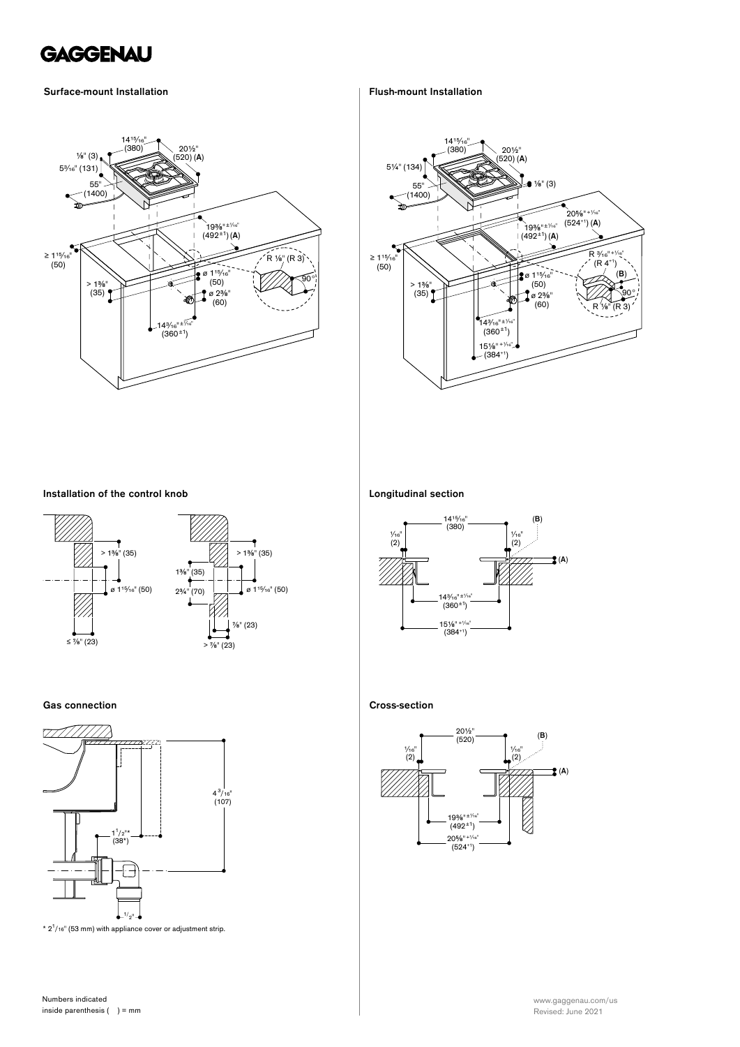## Surface-mount Installation

14¹⁵⁄₁₆" (380)
20½" (520) (A)
⅛" (3)
5³⁄₁₆" (131)
55" (1400)
19⅜" ±¹⁄₁₆" (492 ±1) (A)
≥ 1¹⁵⁄₁₆" (50)
R ⅛" (R 3)
90°
ø 1¹⁵⁄₁₆" (50)
> 1⅜" (35)
ø 2⅜" (60)
14³⁄₁₆" ±¹⁄₁₆" (360 ±1)

## Flush-mount Installation

14¹⁵⁄₁₆" (380)
20½" (520) (A)
5¼" (134)
⅛" (3)
55" (1400)
20⅝" +¹⁄₁₆" (524 +1) (A)
19⅜" ±¹⁄₁₆" (492 ±1) (A)
≥ 1¹⁵⁄₁₆" (50)
R ³⁄₁₆" +¹⁄₁₆" (R 4 +1)
(B)
90°
R ⅛" (R 3)
ø 1¹⁵⁄₁₆" (50)
> 1⅜" (35)
ø 2⅜" (60)
14³⁄₁₆" ±¹⁄₁₆" (360 ±1)
15⅛" +¹⁄₁₆" (384 +1)

## Installation of the control knob

> 1⅜" (35)
ø 1¹⁵⁄₁₆" (50)
≤ ⅞" (23)
> 1⅜" (35)
1⅜" (35)
2¾" (70)
ø 1¹⁵⁄₁₆" (50)
⅞" (23)
> ⅞" (23)

## Longitudinal section

14¹⁵⁄₁₆" (380)
(B)
¹⁄₁₆" (2)
¹⁄₁₆" (2)
(A)
14³⁄₁₆" ±¹⁄₁₆" (360 ±1)
15⅛" +¹⁄₁₆" (384 +1)

## Gas connection

4³⁄₁₆" (107)
1½"* (38*)
½"

* 2¹⁄₁₆" (53 mm) with appliance cover or adjustment strip.

## Cross-section

20½" (520)
(B)
¹⁄₁₆" (2)
¹⁄₁₆" (2)
(A)
19⅜" ±¹⁄₁₆" (492 ±1)
20⅝" +¹⁄₁₆" (524 +1)

Numbers indicated inside parenthesis ( ) = mm

www.gaggenau.com/us
Revised: June 2021